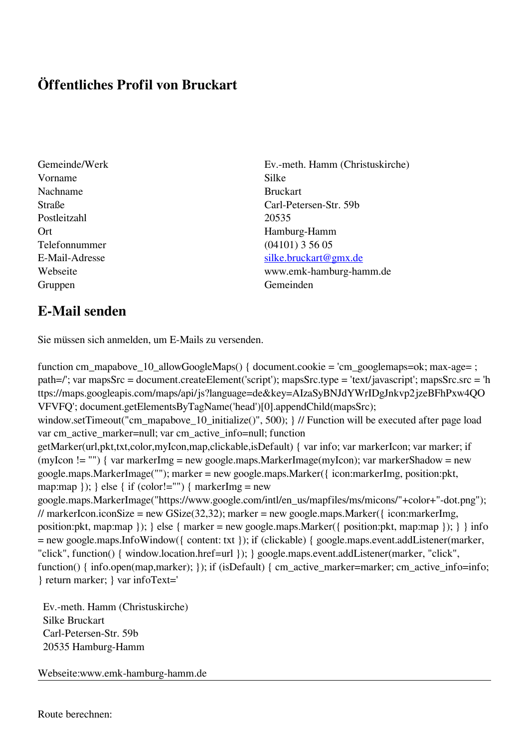# Öffentliches Profil von Bruckart

| | |
|---|---|
| Gemeinde/Werk | Ev.-meth. Hamm (Christuskirche) |
| Vorname | Silke |
| Nachname | Bruckart |
| Straße | Carl-Petersen-Str. 59b |
| Postleitzahl | 20535 |
| Ort | Hamburg-Hamm |
| Telefonnummer | (04101) 3 56 05 |
| E-Mail-Adresse | silke.bruckart@gmx.de |
| Webseite | www.emk-hamburg-hamm.de |
| Gruppen | Gemeinden |

## E-Mail senden

Sie müssen sich anmelden, um E-Mails zu versenden.

```
function cm_mapabove_10_allowGoogleMaps() { document.cookie = 'cm_googlemaps=ok; max-age= ; path=/'; var mapsSrc = document.createElement('script'); mapsSrc.type = 'text/javascript'; mapsSrc.src = 'https://maps.googleapis.com/maps/api/js?language=de&key=AIzaSyBNJdYWrIDgJnkvp2jzeBFhPxw4QOVFVFQ'; document.getElementsByTagName('head')[0].appendChild(mapsSrc); window.setTimeout("cm_mapabove_10_initialize()", 500); } // Function will be executed after page load var cm_active_marker=null; var cm_active_info=null; function getMarker(url,pkt,txt,color,myIcon,map,clickable,isDefault) { var info; var markerIcon; var marker; if (myIcon != "") { var markerImg = new google.maps.MarkerImage(myIcon); var markerShadow = new google.maps.MarkerImage(""); marker = new google.maps.Marker({ icon:markerImg, position:pkt, map:map }); } else { if (color!="") { markerImg = new google.maps.MarkerImage("https://www.google.com/intl/en_us/mapfiles/ms/micons/"+color+"-dot.png"); // markerIcon.iconSize = new GSize(32,32); marker = new google.maps.Marker({ icon:markerImg, position:pkt, map:map }); } else { marker = new google.maps.Marker({ position:pkt, map:map }); } } info = new google.maps.InfoWindow({ content: txt }); if (clickable) { google.maps.event.addListener(marker, "click", function() { window.location.href=url }); } google.maps.event.addListener(marker, "click", function() { info.open(map,marker); }); if (isDefault) { cm_active_marker=marker; cm_active_info=info; } return marker; } var infoText='
```

Ev.-meth. Hamm (Christuskirche)
Silke Bruckart
Carl-Petersen-Str. 59b
20535 Hamburg-Hamm

Webseite:www.emk-hamburg-hamm.de

---

Route berechnen: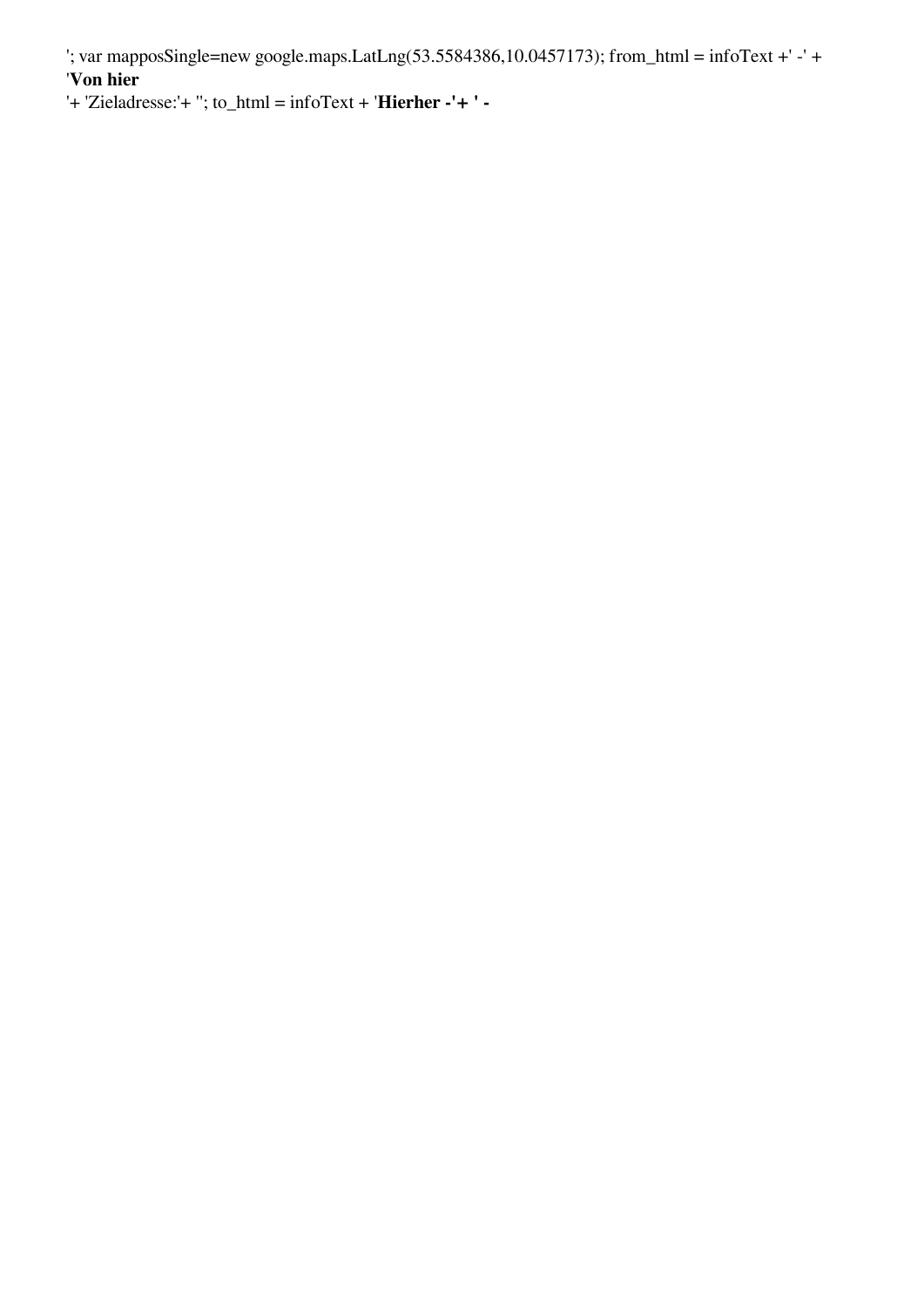'; var mapposSingle=new google.maps.LatLng(53.5584386,10.0457173); from_html = infoText +' -' +
'**Von hier**

'+ 'Zieladresse:'+ ''; to_html = infoText + '**Hierher -'+ ' -**